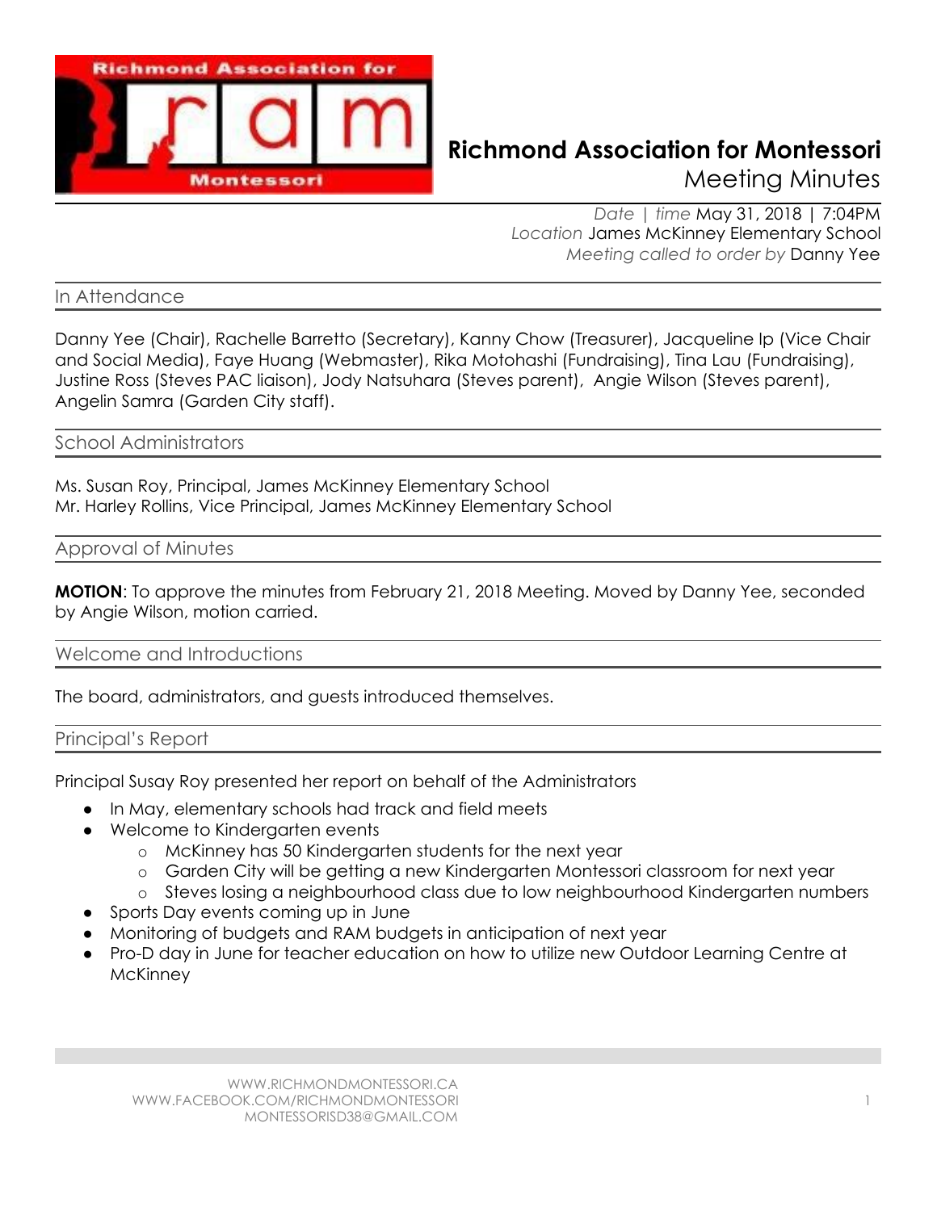# Richmond Association for Montessori

## Meeting Minutes

*Date | time* May 31, 2018 | 7:04PM
*Location* James McKinney Elementary School
*Meeting called to order by* Danny Yee

## In Attendance

Danny Yee (Chair), Rachelle Barretto (Secretary), Kanny Chow (Treasurer), Jacqueline Ip (Vice Chair and Social Media), Faye Huang (Webmaster), Rika Motohashi (Fundraising), Tina Lau (Fundraising), Justine Ross (Steves PAC liaison), Jody Natsuhara (Steves parent), Angie Wilson (Steves parent), Angelin Samra (Garden City staff).

## School Administrators

Ms. Susan Roy, Principal, James McKinney Elementary School
Mr. Harley Rollins, Vice Principal, James McKinney Elementary School

## Approval of Minutes

**MOTION**: To approve the minutes from February 21, 2018 Meeting. Moved by Danny Yee, seconded by Angie Wilson, motion carried.

## Welcome and Introductions

The board, administrators, and guests introduced themselves.

## Principal's Report

Principal Susay Roy presented her report on behalf of the Administrators

- In May, elementary schools had track and field meets
- Welcome to Kindergarten events
  - McKinney has 50 Kindergarten students for the next year
  - Garden City will be getting a new Kindergarten Montessori classroom for next year
  - Steves losing a neighbourhood class due to low neighbourhood Kindergarten numbers
- Sports Day events coming up in June
- Monitoring of budgets and RAM budgets in anticipation of next year
- Pro-D day in June for teacher education on how to utilize new Outdoor Learning Centre at McKinney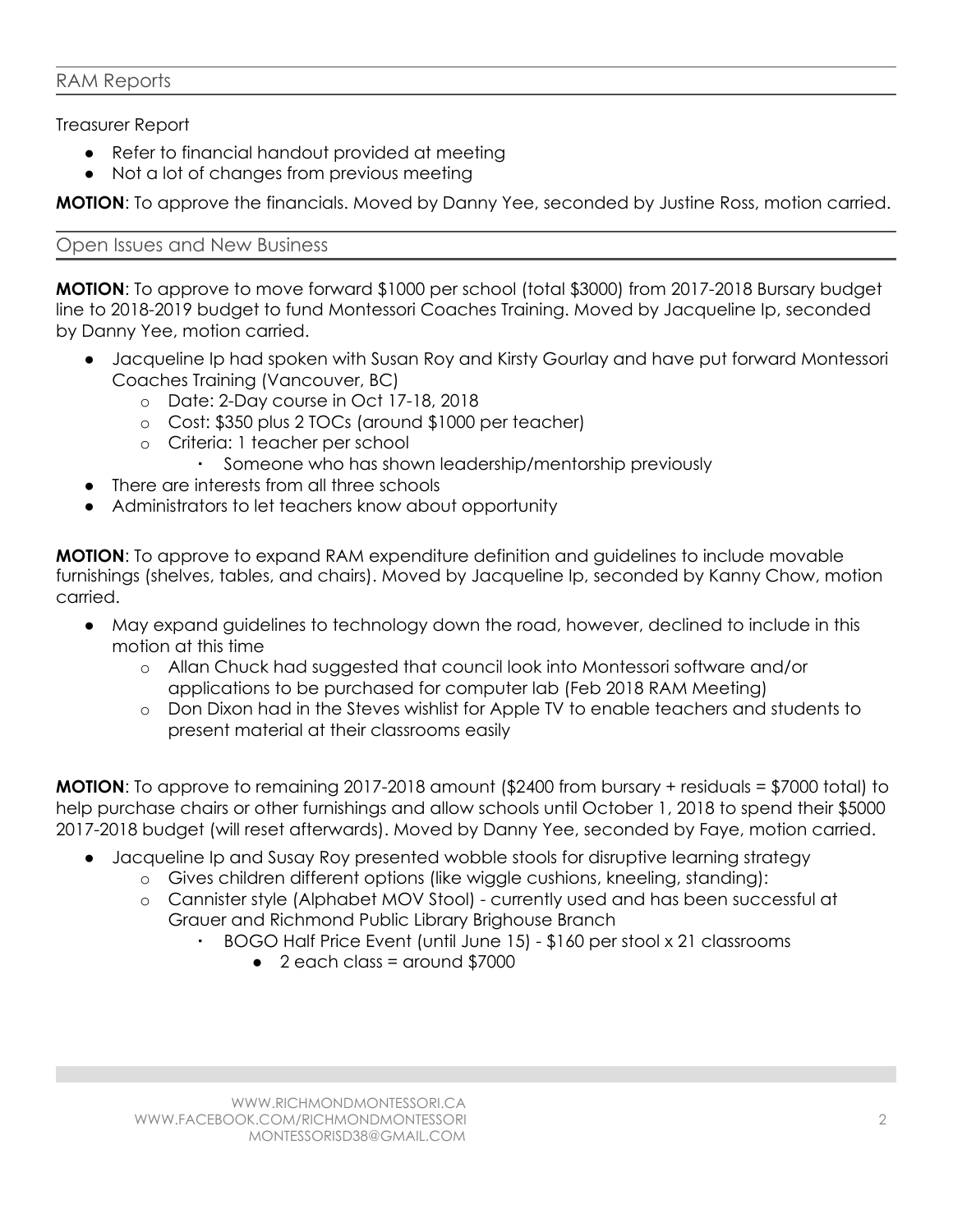## RAM Reports

Treasurer Report

- Refer to financial handout provided at meeting
- Not a lot of changes from previous meeting

**MOTION**: To approve the financials. Moved by Danny Yee, seconded by Justine Ross, motion carried.

## Open Issues and New Business

**MOTION**: To approve to move forward $1000 per school (total $3000) from 2017-2018 Bursary budget line to 2018-2019 budget to fund Montessori Coaches Training. Moved by Jacqueline Ip, seconded by Danny Yee, motion carried.

- Jacqueline Ip had spoken with Susan Roy and Kirsty Gourlay and have put forward Montessori Coaches Training (Vancouver, BC)
    - Date: 2-Day course in Oct 17-18, 2018
    - Cost: $350 plus 2 TOCs (around $1000 per teacher)
    - Criteria: 1 teacher per school
        - Someone who has shown leadership/mentorship previously
- There are interests from all three schools
- Administrators to let teachers know about opportunity

**MOTION**: To approve to expand RAM expenditure definition and guidelines to include movable furnishings (shelves, tables, and chairs). Moved by Jacqueline Ip, seconded by Kanny Chow, motion carried.

- May expand guidelines to technology down the road, however, declined to include in this motion at this time
    - Allan Chuck had suggested that council look into Montessori software and/or applications to be purchased for computer lab (Feb 2018 RAM Meeting)
    - Don Dixon had in the Steves wishlist for Apple TV to enable teachers and students to present material at their classrooms easily

**MOTION**: To approve to remaining 2017-2018 amount ($2400 from bursary + residuals = $7000 total) to help purchase chairs or other furnishings and allow schools until October 1, 2018 to spend their $5000 2017-2018 budget (will reset afterwards). Moved by Danny Yee, seconded by Faye, motion carried.

- Jacqueline Ip and Susay Roy presented wobble stools for disruptive learning strategy
    - Gives children different options (like wiggle cushions, kneeling, standing):
    - Cannister style (Alphabet MOV Stool) - currently used and has been successful at Grauer and Richmond Public Library Brighouse Branch
        - BOGO Half Price Event (until June 15) - $160 per stool x 21 classrooms
            - 2 each class = around $7000

WWW.RICHMONDMONTESSORI.CA
WWW.FACEBOOK.COM/RICHMONDMONTESSORI
MONTESSORISD38@GMAIL.COM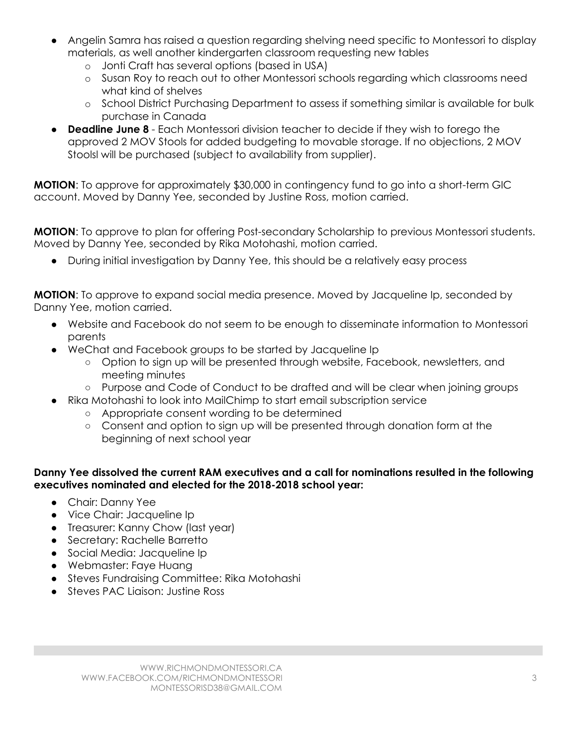- Angelin Samra has raised a question regarding shelving need specific to Montessori to display materials, as well another kindergarten classroom requesting new tables
    - Jonti Craft has several options (based in USA)
    - Susan Roy to reach out to other Montessori schools regarding which classrooms need what kind of shelves
    - School District Purchasing Department to assess if something similar is available for bulk purchase in Canada
- **Deadline June 8** - Each Montessori division teacher to decide if they wish to forego the approved 2 MOV Stools for added budgeting to movable storage. If no objections, 2 MOV Stoolsl will be purchased (subject to availability from supplier).

**MOTION**: To approve for approximately $30,000 in contingency fund to go into a short-term GIC account. Moved by Danny Yee, seconded by Justine Ross, motion carried.

**MOTION**: To approve to plan for offering Post-secondary Scholarship to previous Montessori students. Moved by Danny Yee, seconded by Rika Motohashi, motion carried.

- During initial investigation by Danny Yee, this should be a relatively easy process

**MOTION**: To approve to expand social media presence. Moved by Jacqueline Ip, seconded by Danny Yee, motion carried.

- Website and Facebook do not seem to be enough to disseminate information to Montessori parents
- WeChat and Facebook groups to be started by Jacqueline Ip
    - Option to sign up will be presented through website, Facebook, newsletters, and meeting minutes
    - Purpose and Code of Conduct to be drafted and will be clear when joining groups
- Rika Motohashi to look into MailChimp to start email subscription service
    - Appropriate consent wording to be determined
    - Consent and option to sign up will be presented through donation form at the beginning of next school year

**Danny Yee dissolved the current RAM executives and a call for nominations resulted in the following executives nominated and elected for the 2018-2018 school year:**

- Chair: Danny Yee
- Vice Chair: Jacqueline Ip
- Treasurer: Kanny Chow (last year)
- Secretary: Rachelle Barretto
- Social Media: Jacqueline Ip
- Webmaster: Faye Huang
- Steves Fundraising Committee: Rika Motohashi
- Steves PAC Liaison: Justine Ross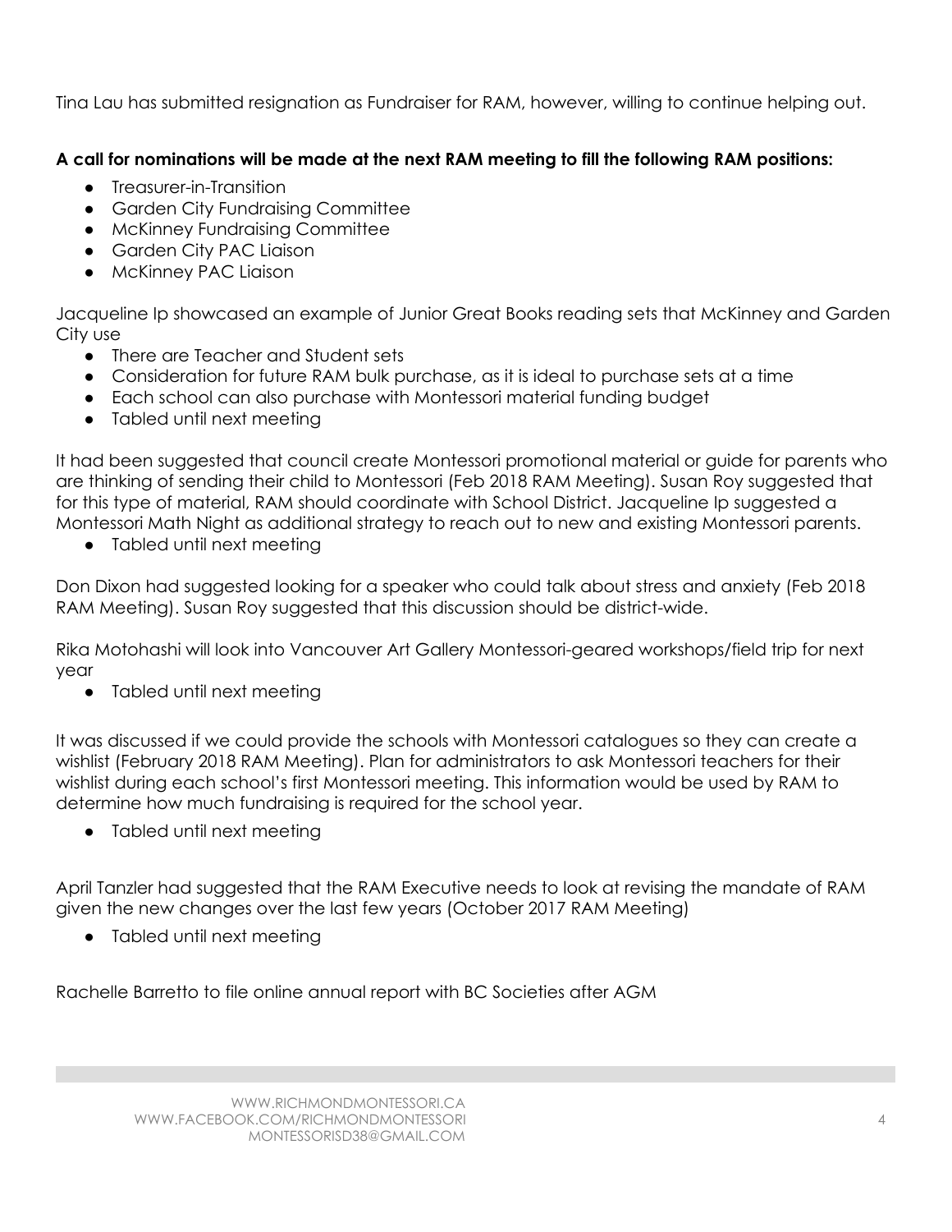Tina Lau has submitted resignation as Fundraiser for RAM, however, willing to continue helping out.

**A call for nominations will be made at the next RAM meeting to fill the following RAM positions:**

- Treasurer-in-Transition
- Garden City Fundraising Committee
- McKinney Fundraising Committee
- Garden City PAC Liaison
- McKinney PAC Liaison

Jacqueline Ip showcased an example of Junior Great Books reading sets that McKinney and Garden City use

- There are Teacher and Student sets
- Consideration for future RAM bulk purchase, as it is ideal to purchase sets at a time
- Each school can also purchase with Montessori material funding budget
- Tabled until next meeting

It had been suggested that council create Montessori promotional material or guide for parents who are thinking of sending their child to Montessori (Feb 2018 RAM Meeting). Susan Roy suggested that for this type of material, RAM should coordinate with School District. Jacqueline Ip suggested a Montessori Math Night as additional strategy to reach out to new and existing Montessori parents.

- Tabled until next meeting

Don Dixon had suggested looking for a speaker who could talk about stress and anxiety (Feb 2018 RAM Meeting). Susan Roy suggested that this discussion should be district-wide.

Rika Motohashi will look into Vancouver Art Gallery Montessori-geared workshops/field trip for next year

- Tabled until next meeting

It was discussed if we could provide the schools with Montessori catalogues so they can create a wishlist (February 2018 RAM Meeting). Plan for administrators to ask Montessori teachers for their wishlist during each school's first Montessori meeting. This information would be used by RAM to determine how much fundraising is required for the school year.

- Tabled until next meeting

April Tanzler had suggested that the RAM Executive needs to look at revising the mandate of RAM given the new changes over the last few years (October 2017 RAM Meeting)

- Tabled until next meeting

Rachelle Barretto to file online annual report with BC Societies after AGM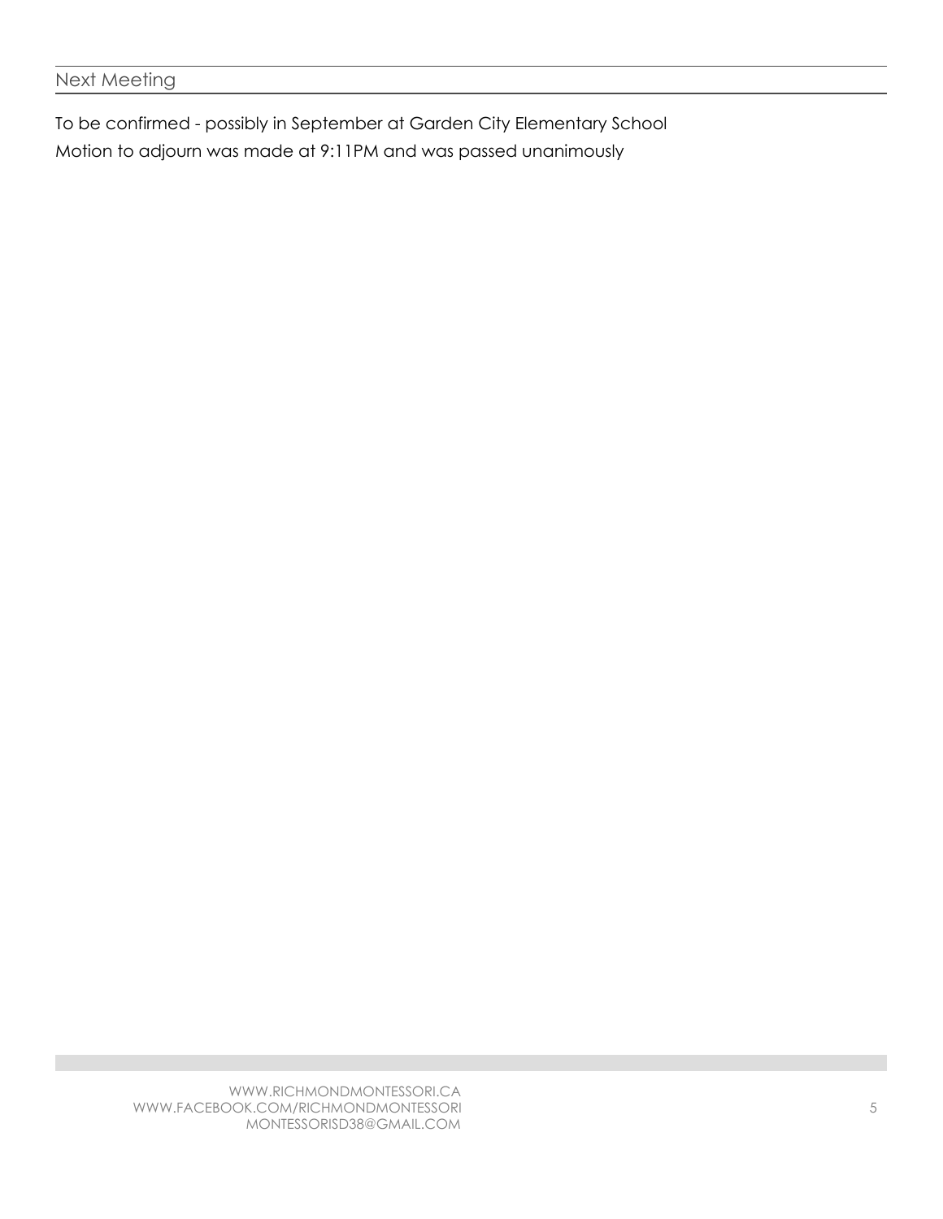## Next Meeting

To be confirmed - possibly in September at Garden City Elementary School

Motion to adjourn was made at 9:11PM and was passed unanimously